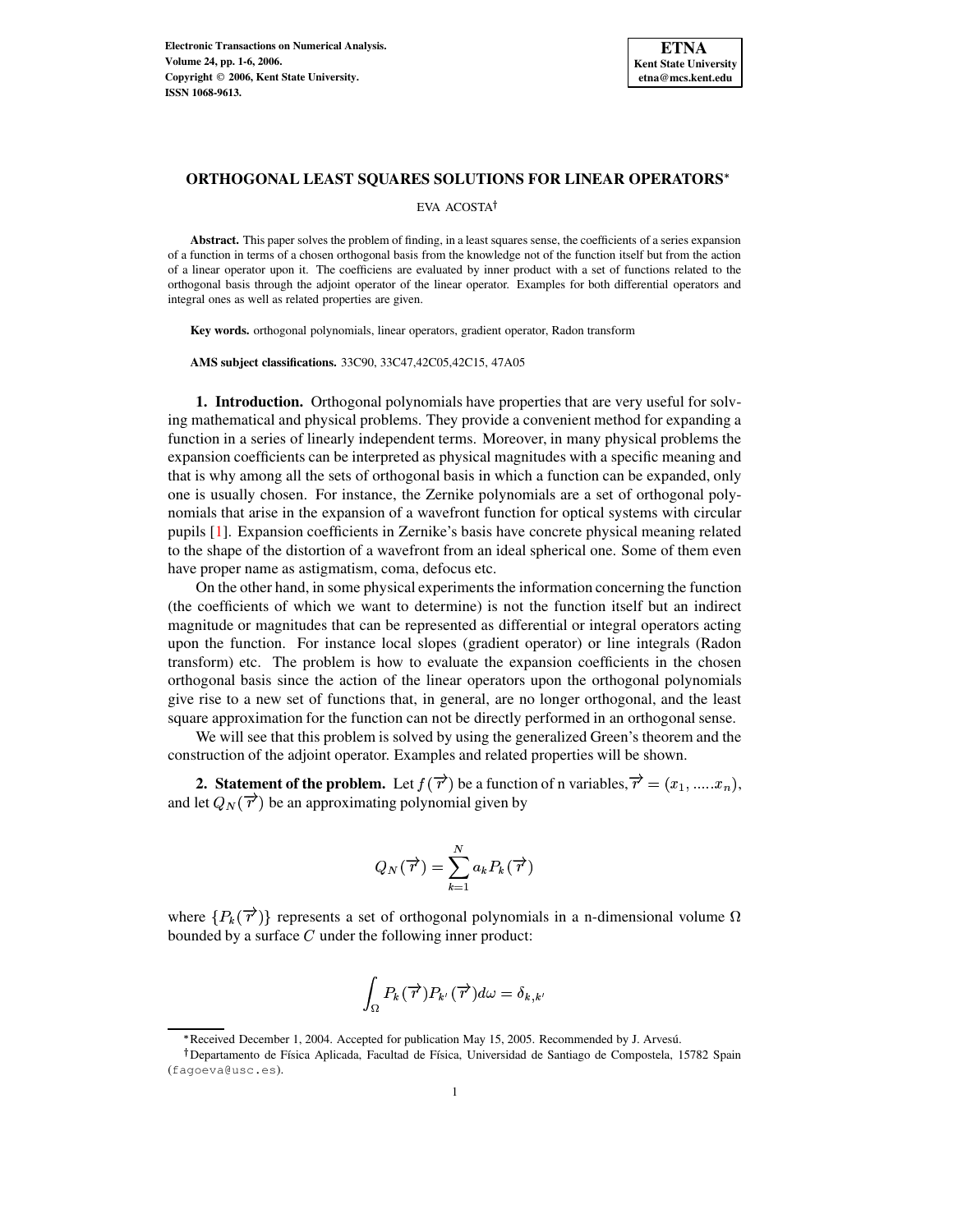# ORTHOGONAL LEAST SQUARES SOLUTIONS FOR LINEAR OPERATORS*

EVA ACOSTA†

**Abstract.** This paper solves the problem of finding, in a least squares sense, the coefficients of a series expansion of a function in terms of a chosen orthogonal basis from the knowledge not of the function itself but from the action of a linear operator upon it. The coefficiens are evaluated by inner product with a set of functions related to the orthogonal basis through the adjoint operator of the linear operator. Examples for both differential operators and integral ones as well as related properties are given.

**Key words.** orthogonal polynomials, linear operators, gradient operator, Radon transform

**AMS subject classifications.** 33C90, 33C47,42C05,42C15, 47A05

## 1. Introduction.

Orthogonal polynomials have properties that are very useful for solving mathematical and physical problems. They provide a convenient method for expanding a function in a series of linearly independent terms. Moreover, in many physical problems the expansion coefficients can be interpreted as physical magnitudes with a specific meaning and that is why among all the sets of orthogonal basis in which a function can be expanded, only one is usually chosen. For instance, the Zernike polynomials are a set of orthogonal polynomials that arise in the expansion of a wavefront function for optical systems with circular pupils [1]. Expansion coefficients in Zernike's basis have concrete physical meaning related to the shape of the distortion of a wavefront from an ideal spherical one. Some of them even have proper name as astigmatism, coma, defocus etc.

On the other hand, in some physical experiments the information concerning the function (the coefficients of which we want to determine) is not the function itself but an indirect magnitude or magnitudes that can be represented as differential or integral operators acting upon the function. For instance local slopes (gradient operator) or line integrals (Radon transform) etc. The problem is how to evaluate the expansion coefficients in the chosen orthogonal basis since the action of the linear operators upon the orthogonal polynomials give rise to a new set of functions that, in general, are no longer orthogonal, and the least square approximation for the function can not be directly performed in an orthogonal sense.

We will see that this problem is solved by using the generalized Green's theorem and the construction of the adjoint operator. Examples and related properties will be shown.

## 2. Statement of the problem.

Let $f(\overrightarrow{r})$ be a function of n variables, $\overrightarrow{r} = (x_1, .....x_n)$, and let $Q_N(\overrightarrow{r})$ be an approximating polynomial given by

$$Q_N(\overrightarrow{r}) = \sum_{k=1}^{N} a_k P_k(\overrightarrow{r})$$

where $\{P_k(\overrightarrow{r})\}$ represents a set of orthogonal polynomials in a n-dimensional volume $\Omega$ bounded by a surface $C$ under the following inner product:

$$\int_{\Omega} P_k(\overrightarrow{r}) P_{k'}(\overrightarrow{r}) d\omega = \delta_{k,k'}$$

*Received December 1, 2004. Accepted for publication May 15, 2005. Recommended by J. Arvesú.

†Departamento de Física Aplicada, Facultad de Física, Universidad de Santiago de Compostela, 15782 Spain (fagoeva@usc.es).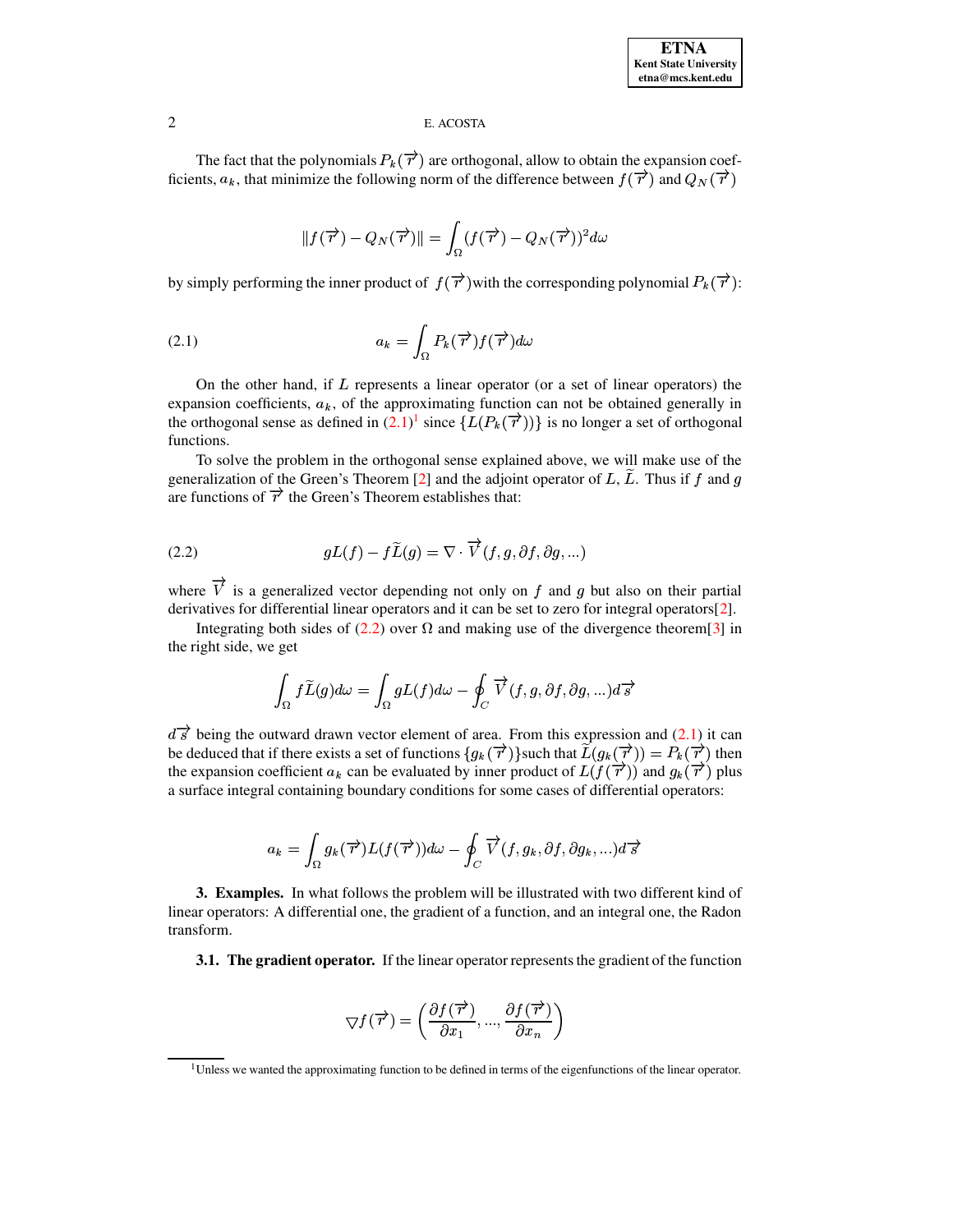The fact that the polynomials $P_k(\overrightarrow{r})$ are orthogonal, allow to obtain the expansion coefficients, $a_k$, that minimize the following norm of the difference between $f(\overrightarrow{r})$ and $Q_N(\overrightarrow{r})$

$$\|f(\overrightarrow{r}) - Q_N(\overrightarrow{r})\| = \int_\Omega (f(\overrightarrow{r}) - Q_N(\overrightarrow{r}))^2 d\omega$$

by simply performing the inner product of $f(\overrightarrow{r})$with the corresponding polynomial $P_k(\overrightarrow{r})$:

$$a_k = \int_\Omega P_k(\overrightarrow{r}) f(\overrightarrow{r}) d\omega \tag{2.1}$$

On the other hand, if $L$ represents a linear operator (or a set of linear operators) the expansion coefficients, $a_k$, of the approximating function can not be obtained generally in the orthogonal sense as defined in (2.1)[1] since $\{L(P_k(\overrightarrow{r}))\}$ is no longer a set of orthogonal functions.

To solve the problem in the orthogonal sense explained above, we will make use of the generalization of the Green's Theorem [2] and the adjoint operator of $L$, $\widetilde{L}$. Thus if $f$ and $g$ are functions of $\overrightarrow{r}$ the Green's Theorem establishes that:

$$gL(f) - f\widetilde{L}(g) = \nabla \cdot \overrightarrow{V}(f, g, \partial f, \partial g, ...) \tag{2.2}$$

where $\overrightarrow{V}$ is a generalized vector depending not only on $f$ and $g$ but also on their partial derivatives for differential linear operators and it can be set to zero for integral operators[2].

Integrating both sides of (2.2) over $\Omega$ and making use of the divergence theorem[3] in the right side, we get

$$\int_\Omega f\widetilde{L}(g) d\omega = \int_\Omega gL(f) d\omega - \oint_C \overrightarrow{V}(f, g, \partial f, \partial g, ...) d\overrightarrow{s}$$

$d\overrightarrow{s}$ being the outward drawn vector element of area. From this expression and (2.1) it can be deduced that if there exists a set of functions $\{g_k(\overrightarrow{r})\}$such that $\widetilde{L}(g_k(\overrightarrow{r})) = P_k(\overrightarrow{r})$ then the expansion coefficient $a_k$ can be evaluated by inner product of $L(f(\overrightarrow{r}))$ and $g_k(\overrightarrow{r})$ plus a surface integral containing boundary conditions for some cases of differential operators:

$$a_k = \int_\Omega g_k(\overrightarrow{r}) L(f(\overrightarrow{r})) d\omega - \oint_C \overrightarrow{V}(f, g_k, \partial f, \partial g_k, ...) d\overrightarrow{s}$$

## 3. Examples.

In what follows the problem will be illustrated with two different kind of linear operators: A differential one, the gradient of a function, and an integral one, the Radon transform.

### 3.1. The gradient operator.

If the linear operator represents the gradient of the function

$$\triangledown f(\overrightarrow{r}) = \left( \frac{\partial f(\overrightarrow{r})}{\partial x_1}, ..., \frac{\partial f(\overrightarrow{r})}{\partial x_n} \right)$$

[1] Unless we wanted the approximating function to be defined in terms of the eigenfunctions of the linear operator.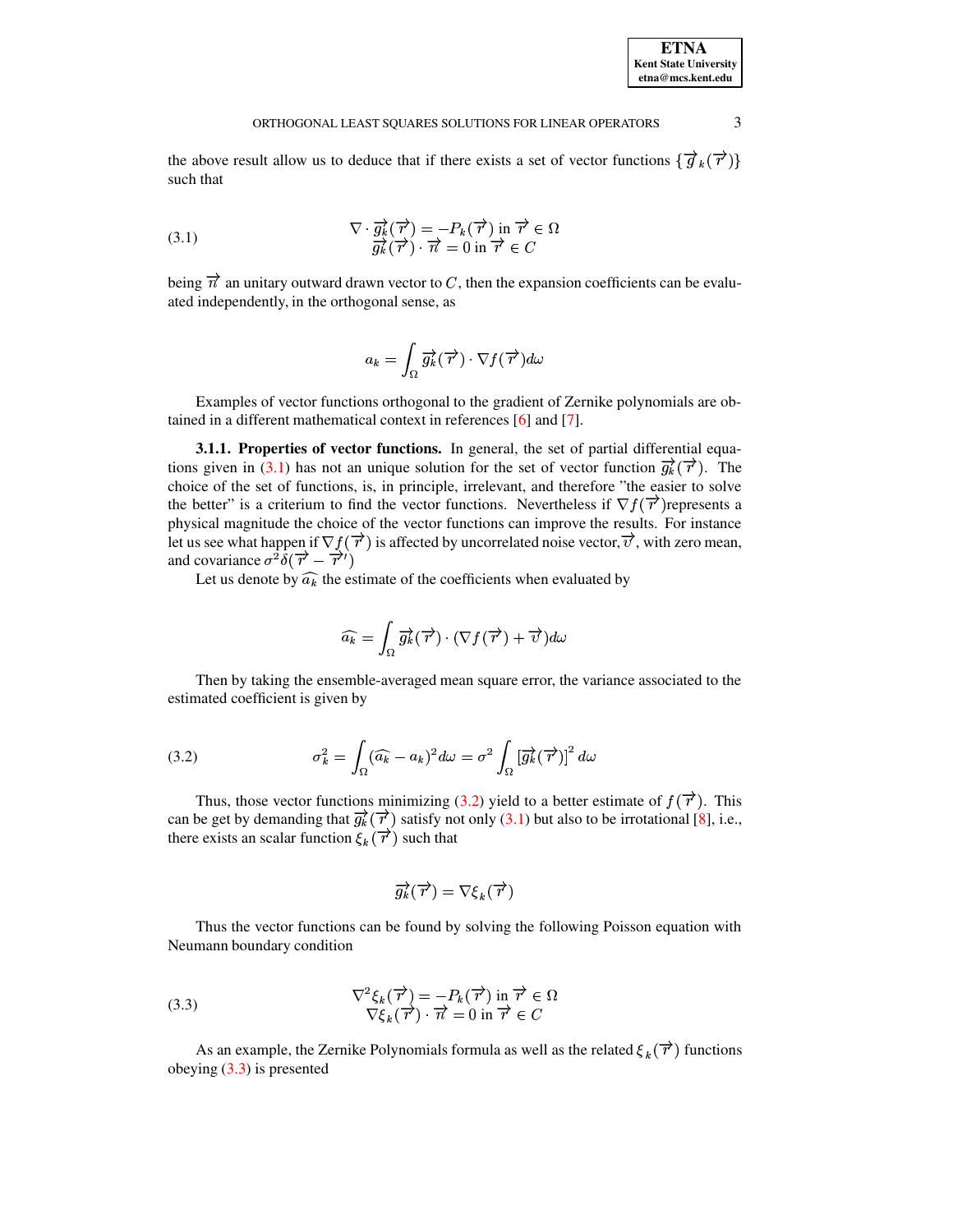the above result allow us to deduce that if there exists a set of vector functions $\{\overrightarrow{g}_k(\overrightarrow{r})\}$ such that

$$
\begin{array}{c}
\nabla \cdot \overrightarrow{g_k}(\overrightarrow{r}) = -P_k(\overrightarrow{r}) \text{ in } \overrightarrow{r} \in \Omega \\
\overrightarrow{g_k}(\overrightarrow{r}) \cdot \overrightarrow{n} = 0 \text{ in } \overrightarrow{r} \in C
\end{array}
\tag{3.1}
$$

being $\overrightarrow{n}$ an unitary outward drawn vector to $C$, then the expansion coefficients can be evaluated independently, in the orthogonal sense, as

$$
a_k = \int_\Omega \overrightarrow{g_k}(\overrightarrow{r}) \cdot \nabla f(\overrightarrow{r}) d\omega
$$

Examples of vector functions orthogonal to the gradient of Zernike polynomials are obtained in a different mathematical context in references [6] and [7].

**3.1.1. Properties of vector functions.** In general, the set of partial differential equations given in (3.1) has not an unique solution for the set of vector function $\overrightarrow{g_k}(\overrightarrow{r})$. The choice of the set of functions, is, in principle, irrelevant, and therefore "the easier to solve the better" is a criterium to find the vector functions. Nevertheless if $\nabla f(\overrightarrow{r})$represents a physical magnitude the choice of the vector functions can improve the results. For instance let us see what happen if $\nabla f(\overrightarrow{r})$ is affected by uncorrelated noise vector,$\overrightarrow{v}$, with zero mean, and covariance $\sigma^2 \delta(\overrightarrow{r} - \overrightarrow{r}')$

Let us denote by $\widehat{a_k}$ the estimate of the coefficients when evaluated by

$$
\widehat{a_k} = \int_\Omega \overrightarrow{g_k}(\overrightarrow{r}) \cdot (\nabla f(\overrightarrow{r}) + \overrightarrow{v}) d\omega
$$

Then by taking the ensemble-averaged mean square error, the variance associated to the estimated coefficient is given by

$$
\sigma_k^2 = \int_\Omega (\widehat{a_k} - a_k)^2 d\omega = \sigma^2 \int_\Omega \left[\overrightarrow{g_k}(\overrightarrow{r})\right]^2 d\omega
\tag{3.2}
$$

Thus, those vector functions minimizing (3.2) yield to a better estimate of $f(\overrightarrow{r})$. This can be get by demanding that $\overrightarrow{g_k}(\overrightarrow{r})$ satisfy not only (3.1) but also to be irrotational [8], i.e., there exists an scalar function $\xi_k(\overrightarrow{r})$ such that

$$
\overrightarrow{g_k}(\overrightarrow{r}) = \nabla \xi_k(\overrightarrow{r})
$$

Thus the vector functions can be found by solving the following Poisson equation with Neumann boundary condition

$$
\begin{array}{c}
\nabla^2 \xi_k(\overrightarrow{r}) = -P_k(\overrightarrow{r}) \text{ in } \overrightarrow{r} \in \Omega \\
\nabla \xi_k(\overrightarrow{r}) \cdot \overrightarrow{n} = 0 \text{ in } \overrightarrow{r} \in C
\end{array}
\tag{3.3}
$$

As an example, the Zernike Polynomials formula as well as the related $\xi_k(\overrightarrow{r})$ functions obeying (3.3) is presented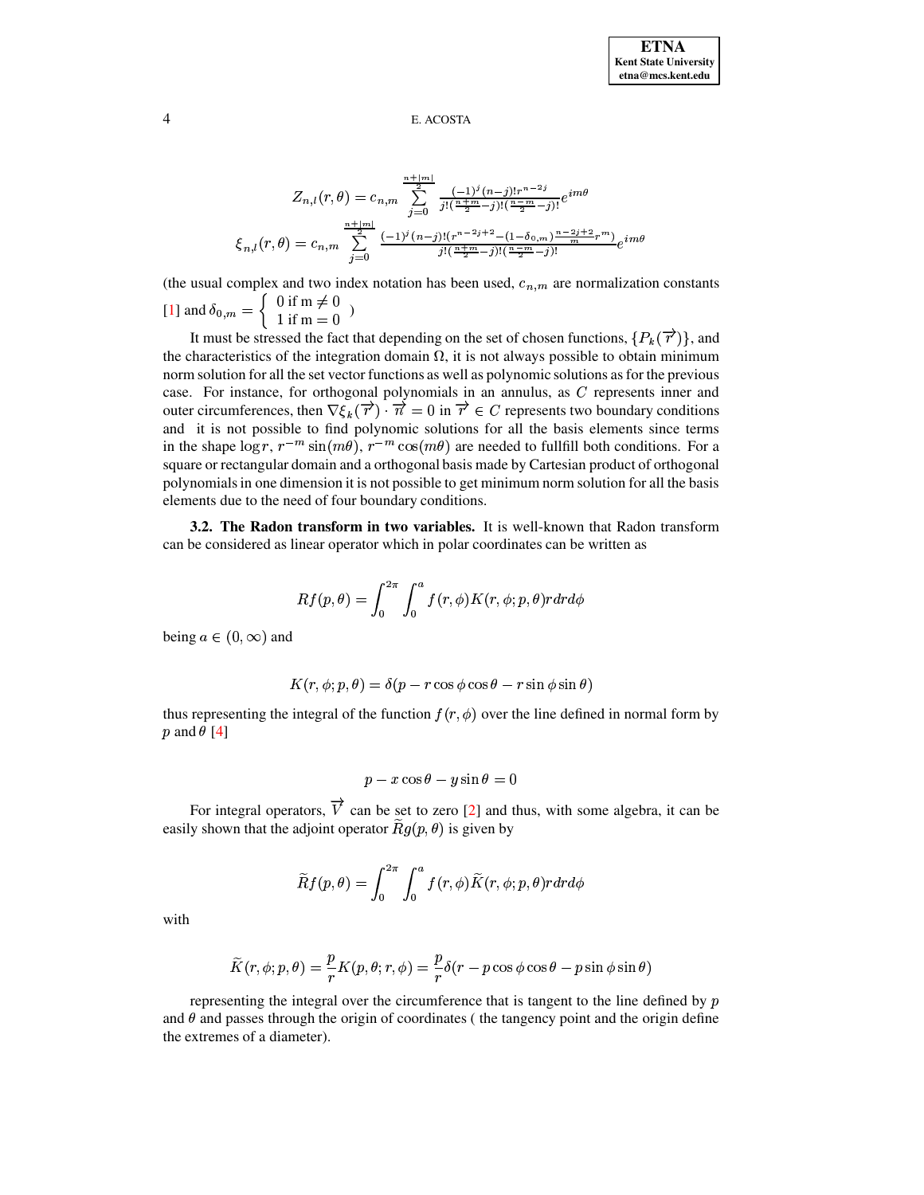$$Z_{n,l}(r,\theta) = c_{n,m} \sum_{j=0}^{\frac{n+|m|}{2}} \frac{(-1)^j (n-j)! r^{n-2j}}{j! (\frac{n+m}{2}-j)! (\frac{n-m}{2}-j)!} e^{im\theta}$$

$$\xi_{n,l}(r,\theta) = c_{n,m} \sum_{j=0}^{\frac{n+|m|}{2}} \frac{(-1)^j (n-j)! (r^{n-2j+2} - (1-\delta_{0,m}) \frac{n-2j+2}{m} r^m)}{j! (\frac{n+m}{2}-j)! (\frac{n-m}{2}-j)!} e^{im\theta}$$

(the usual complex and two index notation has been used, $c_{n,m}$ are normalization constants [1] and $\delta_{0,m} = \begin{cases} 0 \text{ if m} \neq 0 \\ 1 \text{ if m} = 0 \end{cases}$ )

It must be stressed the fact that depending on the set of chosen functions, $\{P_k(\overrightarrow{r})\}$, and the characteristics of the integration domain $\Omega$, it is not always possible to obtain minimum norm solution for all the set vector functions as well as polynomic solutions as for the previous case. For instance, for orthogonal polynomials in an annulus, as $C$ represents inner and outer circumferences, then $\nabla \xi_k(\overrightarrow{r}) \cdot \overrightarrow{n} = 0$ in $\overrightarrow{r} \in C$ represents two boundary conditions and it is not possible to find polynomic solutions for all the basis elements since terms in the shape $\log r$, $r^{-m}\sin(m\theta)$, $r^{-m}\cos(m\theta)$ are needed to fullfill both conditions. For a square or rectangular domain and a orthogonal basis made by Cartesian product of orthogonal polynomials in one dimension it is not possible to get minimum norm solution for all the basis elements due to the need of four boundary conditions.

**3.2. The Radon transform in two variables.** It is well-known that Radon transform can be considered as linear operator which in polar coordinates can be written as

$$Rf(p,\theta) = \int_0^{2\pi} \int_0^a f(r,\phi) K(r,\phi;p,\theta) r dr d\phi$$

being $a \in (0,\infty)$ and

$$K(r,\phi;p,\theta) = \delta(p - r\cos\phi\cos\theta - r\sin\phi\sin\theta)$$

thus representing the integral of the function $f(r,\phi)$ over the line defined in normal form by $p$ and $\theta$ [4]

$$p - x\cos\theta - y\sin\theta = 0$$

For integral operators, $\overrightarrow{V}$ can be set to zero [2] and thus, with some algebra, it can be easily shown that the adjoint operator $\widetilde{R}g(p,\theta)$ is given by

$$\widetilde{R}f(p,\theta) = \int_0^{2\pi} \int_0^a f(r,\phi) \widetilde{K}(r,\phi;p,\theta) r dr d\phi$$

with

$$\widetilde{K}(r,\phi;p,\theta) = \frac{p}{r} K(p,\theta;r,\phi) = \frac{p}{r} \delta(r - p\cos\phi\cos\theta - p\sin\phi\sin\theta)$$

representing the integral over the circumference that is tangent to the line defined by $p$ and $\theta$ and passes through the origin of coordinates ( the tangency point and the origin define the extremes of a diameter).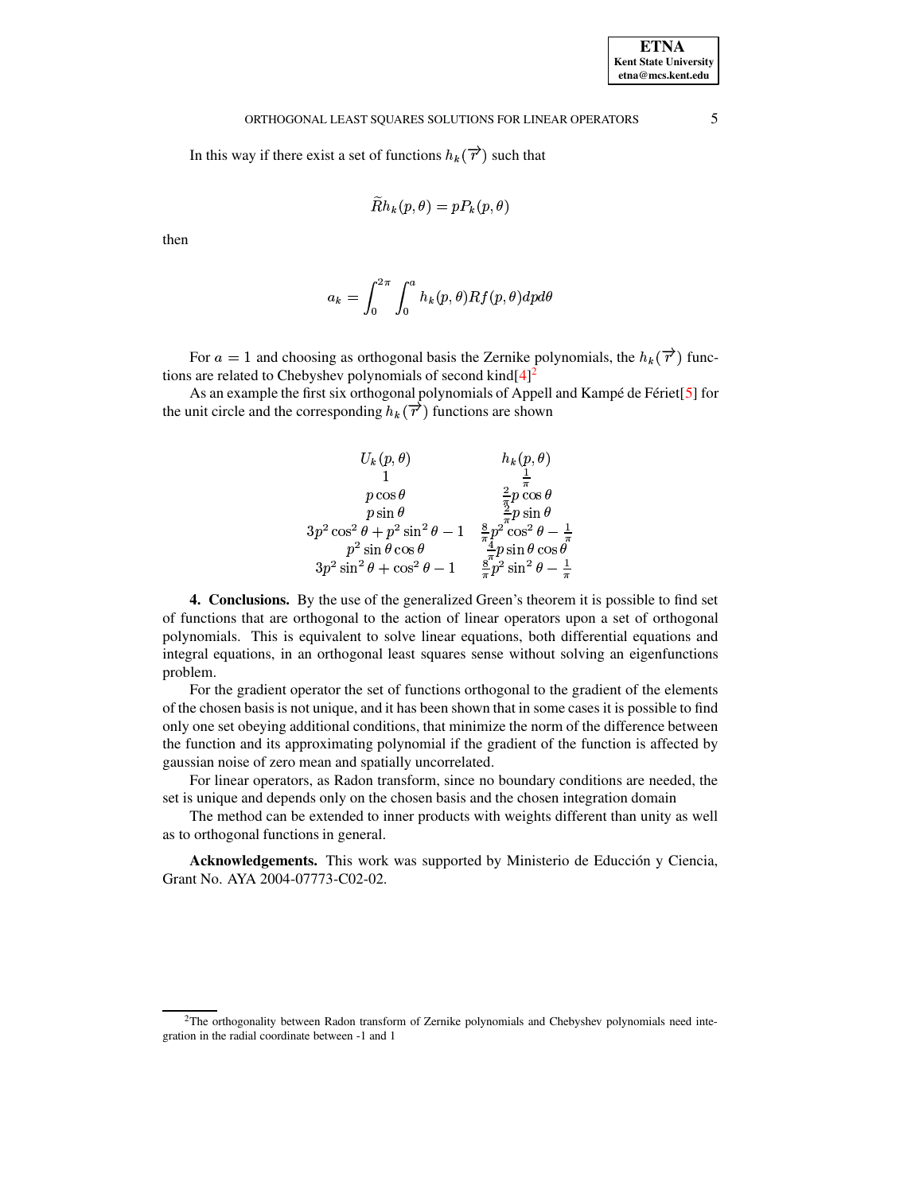In this way if there exist a set of functions $h_k(\overrightarrow{r})$ such that

$$\widetilde{R}h_k(p,\theta) = pP_k(p,\theta)$$

then

$$a_k = \int_0^{2\pi} \int_0^a h_k(p,\theta) Rf(p,\theta) dp d\theta$$

For $a = 1$ and choosing as orthogonal basis the Zernike polynomials, the $h_k(\overrightarrow{r})$ functions are related to Chebyshev polynomials of second kind[4][2]

As an example the first six orthogonal polynomials of Appell and Kampé de Fériet[5] for the unit circle and the corresponding $h_k(\overrightarrow{r})$ functions are shown

| $U_k(p,\theta)$ | $h_k(p,\theta)$ |
|---|---|
| $1$ | $\frac{1}{\pi}$ |
| $p\cos\theta$ | $\frac{2}{\pi}p\cos\theta$ |
| $p\sin\theta$ | $\frac{2}{\pi}p\sin\theta$ |
| $3p^2\cos^2\theta + p^2\sin^2\theta - 1$ | $\frac{8}{\pi}p^2\cos^2\theta - \frac{1}{\pi}$ |
| $p^2\sin\theta\cos\theta$ | $\frac{4}{\pi}p\sin\theta\cos\theta$ |
| $3p^2\sin^2\theta + \cos^2\theta - 1$ | $\frac{8}{\pi}p^2\sin^2\theta - \frac{1}{\pi}$ |

**4. Conclusions.** By the use of the generalized Green's theorem it is possible to find set of functions that are orthogonal to the action of linear operators upon a set of orthogonal polynomials. This is equivalent to solve linear equations, both differential equations and integral equations, in an orthogonal least squares sense without solving an eigenfunctions problem.

For the gradient operator the set of functions orthogonal to the gradient of the elements of the chosen basis is not unique, and it has been shown that in some cases it is possible to find only one set obeying additional conditions, that minimize the norm of the difference between the function and its approximating polynomial if the gradient of the function is affected by gaussian noise of zero mean and spatially uncorrelated.

For linear operators, as Radon transform, since no boundary conditions are needed, the set is unique and depends only on the chosen basis and the chosen integration domain

The method can be extended to inner products with weights different than unity as well as to orthogonal functions in general.

**Acknowledgements.** This work was supported by Ministerio de Educción y Ciencia, Grant No. AYA 2004-07773-C02-02.

[2] The orthogonality between Radon transform of Zernike polynomials and Chebyshev polynomials need integration in the radial coordinate between -1 and 1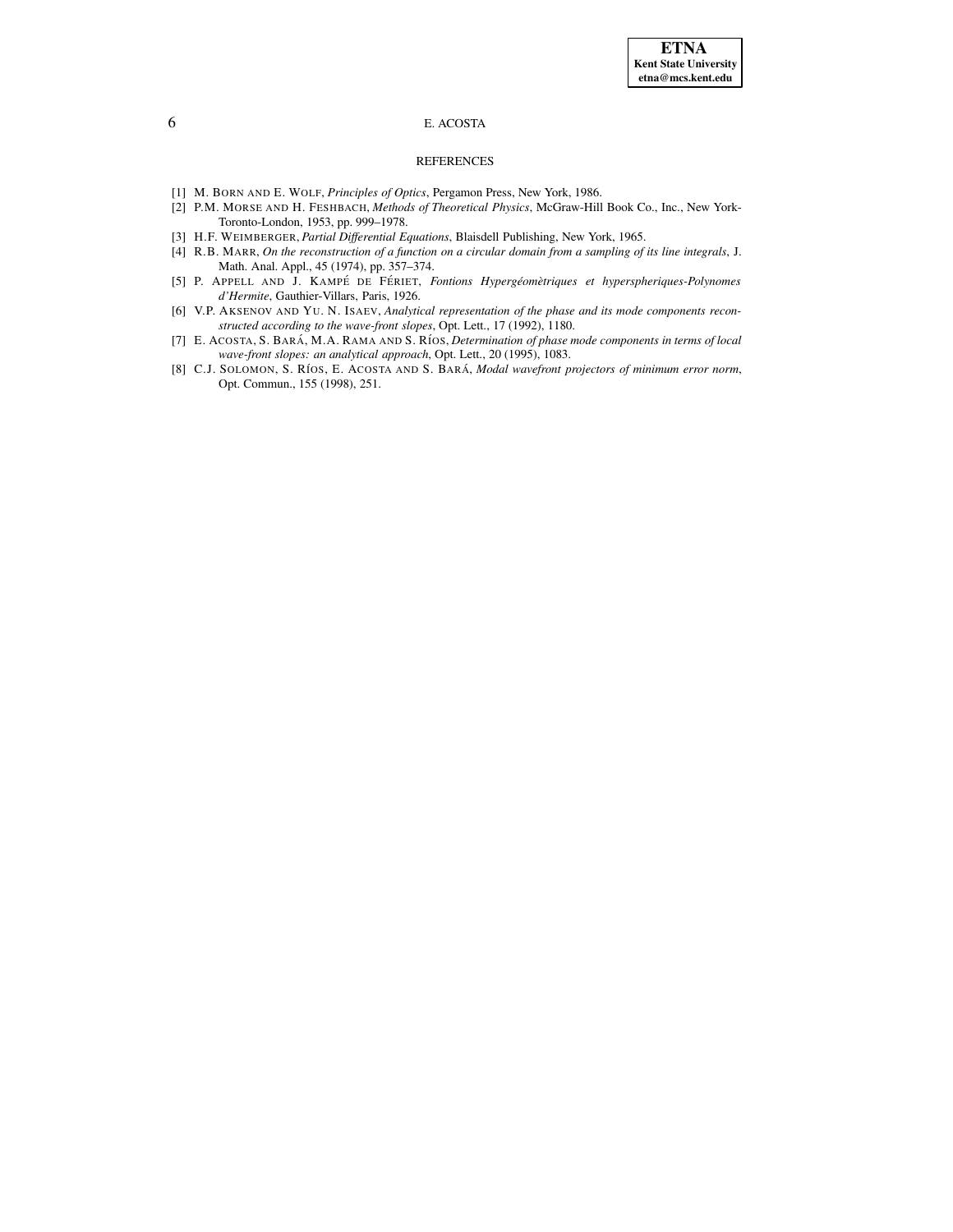## REFERENCES

[1] M. BORN AND E. WOLF, *Principles of Optics*, Pergamon Press, New York, 1986.

[2] P.M. MORSE AND H. FESHBACH, *Methods of Theoretical Physics*, McGraw-Hill Book Co., Inc., New York-Toronto-London, 1953, pp. 999–1978.

[3] H.F. WEIMBERGER, *Partial Differential Equations*, Blaisdell Publishing, New York, 1965.

[4] R.B. MARR, *On the reconstruction of a function on a circular domain from a sampling of its line integrals*, J. Math. Anal. Appl., 45 (1974), pp. 357–374.

[5] P. APPELL AND J. KAMPÉ DE FÉRIET, *Fontions Hypergéomètriques et hyperspheriques-Polynomes d'Hermite*, Gauthier-Villars, Paris, 1926.

[6] V.P. AKSENOV AND YU. N. ISAEV, *Analytical representation of the phase and its mode components reconstructed according to the wave-front slopes*, Opt. Lett., 17 (1992), 1180.

[7] E. ACOSTA, S. BARÁ, M.A. RAMA AND S. RÍOS, *Determination of phase mode components in terms of local wave-front slopes: an analytical approach*, Opt. Lett., 20 (1995), 1083.

[8] C.J. SOLOMON, S. RÍOS, E. ACOSTA AND S. BARÁ, *Modal wavefront projectors of minimum error norm*, Opt. Commun., 155 (1998), 251.